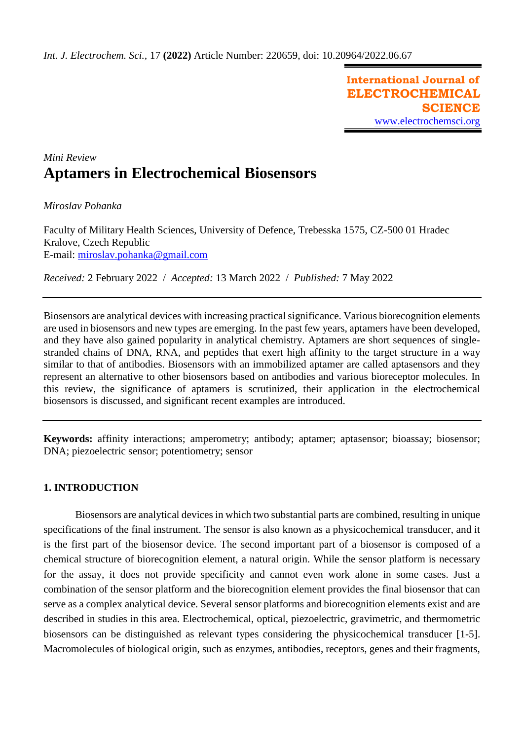*Mini Review*

# Aptamers in Electrochemical Biosensors

*Miroslav Pohanka*

Faculty of Military Health Sciences, University of Defence, Trebesska 1575, CZ-500 01 Hradec Kralove, Czech Republic
E-mail: miroslav.pohanka@gmail.com

*Received:* 2 February 2022 / *Accepted:* 13 March 2022 / *Published:* 7 May 2022

---

Biosensors are analytical devices with increasing practical significance. Various biorecognition elements are used in biosensors and new types are emerging. In the past few years, aptamers have been developed, and they have also gained popularity in analytical chemistry. Aptamers are short sequences of single-stranded chains of DNA, RNA, and peptides that exert high affinity to the target structure in a way similar to that of antibodies. Biosensors with an immobilized aptamer are called aptasensors and they represent an alternative to other biosensors based on antibodies and various bioreceptor molecules. In this review, the significance of aptamers is scrutinized, their application in the electrochemical biosensors is discussed, and significant recent examples are introduced.

---

**Keywords:** affinity interactions; amperometry; antibody; aptamer; aptasensor; bioassay; biosensor; DNA; piezoelectric sensor; potentiometry; sensor

## 1. INTRODUCTION

Biosensors are analytical devices in which two substantial parts are combined, resulting in unique specifications of the final instrument. The sensor is also known as a physicochemical transducer, and it is the first part of the biosensor device. The second important part of a biosensor is composed of a chemical structure of biorecognition element, a natural origin. While the sensor platform is necessary for the assay, it does not provide specificity and cannot even work alone in some cases. Just a combination of the sensor platform and the biorecognition element provides the final biosensor that can serve as a complex analytical device. Several sensor platforms and biorecognition elements exist and are described in studies in this area. Electrochemical, optical, piezoelectric, gravimetric, and thermometric biosensors can be distinguished as relevant types considering the physicochemical transducer [1-5]. Macromolecules of biological origin, such as enzymes, antibodies, receptors, genes and their fragments,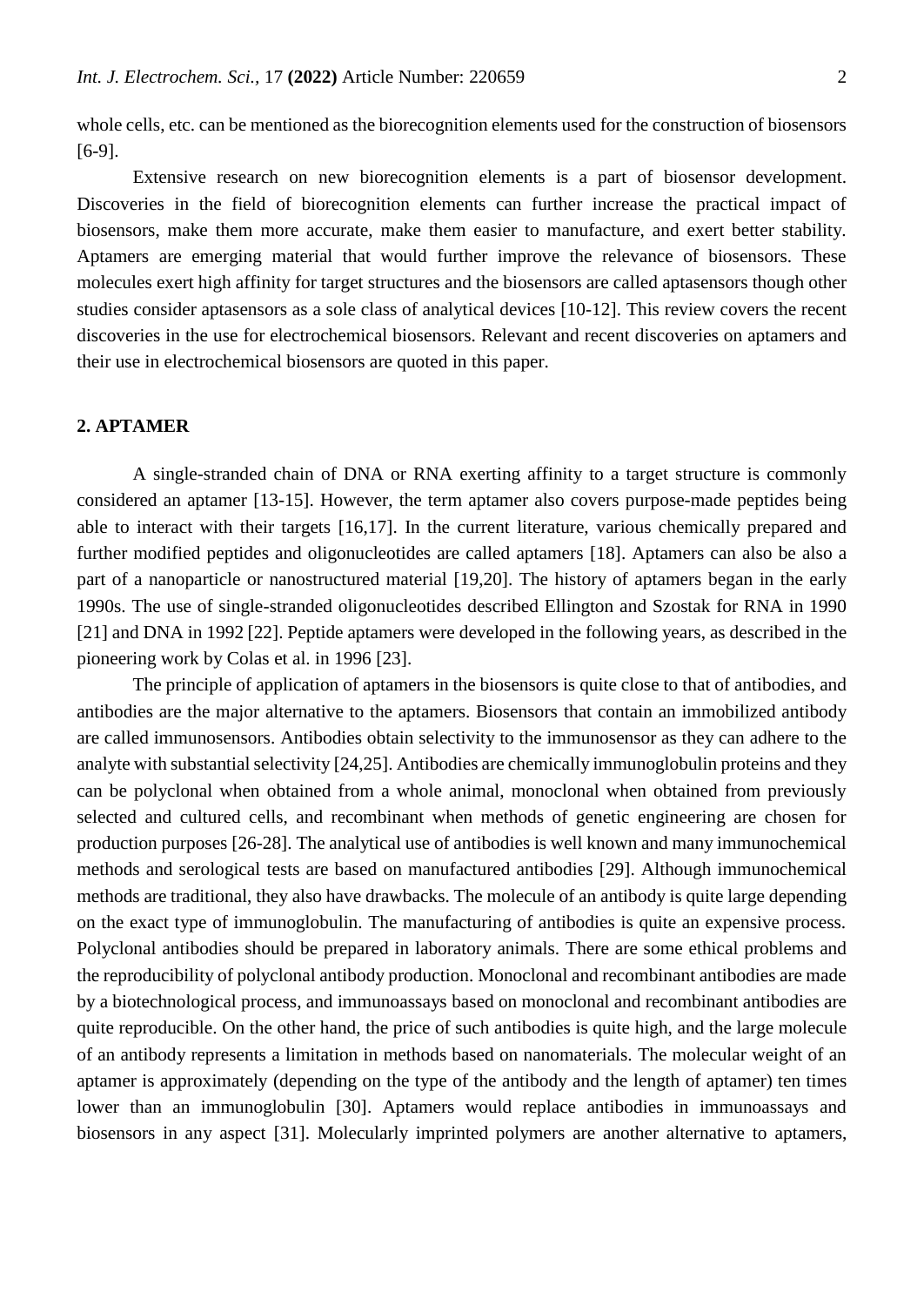whole cells, etc. can be mentioned as the biorecognition elements used for the construction of biosensors [6-9].

Extensive research on new biorecognition elements is a part of biosensor development. Discoveries in the field of biorecognition elements can further increase the practical impact of biosensors, make them more accurate, make them easier to manufacture, and exert better stability. Aptamers are emerging material that would further improve the relevance of biosensors. These molecules exert high affinity for target structures and the biosensors are called aptasensors though other studies consider aptasensors as a sole class of analytical devices [10-12]. This review covers the recent discoveries in the use for electrochemical biosensors. Relevant and recent discoveries on aptamers and their use in electrochemical biosensors are quoted in this paper.

## 2. APTAMER

A single-stranded chain of DNA or RNA exerting affinity to a target structure is commonly considered an aptamer [13-15]. However, the term aptamer also covers purpose-made peptides being able to interact with their targets [16,17]. In the current literature, various chemically prepared and further modified peptides and oligonucleotides are called aptamers [18]. Aptamers can also be also a part of a nanoparticle or nanostructured material [19,20]. The history of aptamers began in the early 1990s. The use of single-stranded oligonucleotides described Ellington and Szostak for RNA in 1990 [21] and DNA in 1992 [22]. Peptide aptamers were developed in the following years, as described in the pioneering work by Colas et al. in 1996 [23].

The principle of application of aptamers in the biosensors is quite close to that of antibodies, and antibodies are the major alternative to the aptamers. Biosensors that contain an immobilized antibody are called immunosensors. Antibodies obtain selectivity to the immunosensor as they can adhere to the analyte with substantial selectivity [24,25]. Antibodies are chemically immunoglobulin proteins and they can be polyclonal when obtained from a whole animal, monoclonal when obtained from previously selected and cultured cells, and recombinant when methods of genetic engineering are chosen for production purposes [26-28]. The analytical use of antibodies is well known and many immunochemical methods and serological tests are based on manufactured antibodies [29]. Although immunochemical methods are traditional, they also have drawbacks. The molecule of an antibody is quite large depending on the exact type of immunoglobulin. The manufacturing of antibodies is quite an expensive process. Polyclonal antibodies should be prepared in laboratory animals. There are some ethical problems and the reproducibility of polyclonal antibody production. Monoclonal and recombinant antibodies are made by a biotechnological process, and immunoassays based on monoclonal and recombinant antibodies are quite reproducible. On the other hand, the price of such antibodies is quite high, and the large molecule of an antibody represents a limitation in methods based on nanomaterials. The molecular weight of an aptamer is approximately (depending on the type of the antibody and the length of aptamer) ten times lower than an immunoglobulin [30]. Aptamers would replace antibodies in immunoassays and biosensors in any aspect [31]. Molecularly imprinted polymers are another alternative to aptamers,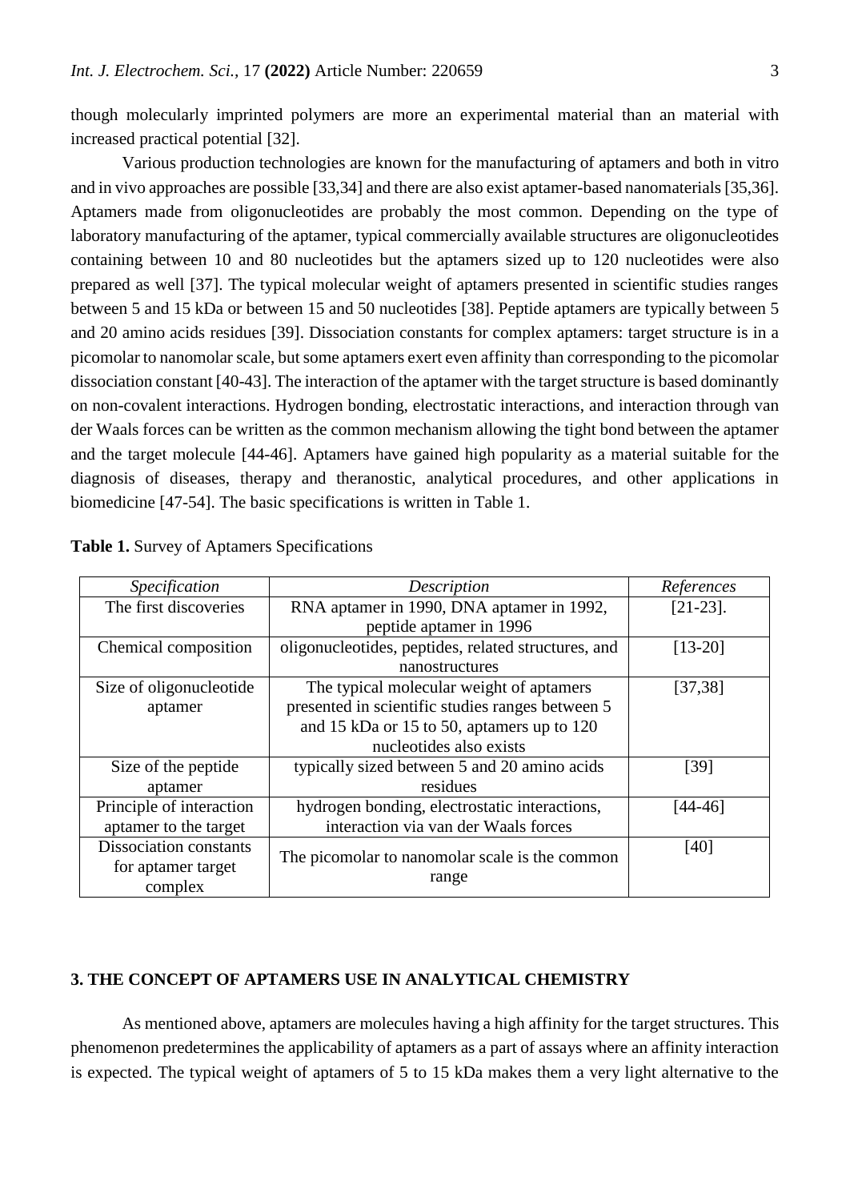though molecularly imprinted polymers are more an experimental material than an material with increased practical potential [32].

Various production technologies are known for the manufacturing of aptamers and both in vitro and in vivo approaches are possible [33,34] and there are also exist aptamer-based nanomaterials [35,36]. Aptamers made from oligonucleotides are probably the most common. Depending on the type of laboratory manufacturing of the aptamer, typical commercially available structures are oligonucleotides containing between 10 and 80 nucleotides but the aptamers sized up to 120 nucleotides were also prepared as well [37]. The typical molecular weight of aptamers presented in scientific studies ranges between 5 and 15 kDa or between 15 and 50 nucleotides [38]. Peptide aptamers are typically between 5 and 20 amino acids residues [39]. Dissociation constants for complex aptamers: target structure is in a picomolar to nanomolar scale, but some aptamers exert even affinity than corresponding to the picomolar dissociation constant [40-43]. The interaction of the aptamer with the target structure is based dominantly on non-covalent interactions. Hydrogen bonding, electrostatic interactions, and interaction through van der Waals forces can be written as the common mechanism allowing the tight bond between the aptamer and the target molecule [44-46]. Aptamers have gained high popularity as a material suitable for the diagnosis of diseases, therapy and theranostic, analytical procedures, and other applications in biomedicine [47-54]. The basic specifications is written in Table 1.

**Table 1.** Survey of Aptamers Specifications

| *Specification* | *Description* | *References* |
|---|---|---|
| The first discoveries | RNA aptamer in 1990, DNA aptamer in 1992, peptide aptamer in 1996 | [21-23]. |
| Chemical composition | oligonucleotides, peptides, related structures, and nanostructures | [13-20] |
| Size of oligonucleotide aptamer | The typical molecular weight of aptamers presented in scientific studies ranges between 5 and 15 kDa or 15 to 50, aptamers up to 120 nucleotides also exists | [37,38] |
| Size of the peptide aptamer | typically sized between 5 and 20 amino acids residues | [39] |
| Principle of interaction aptamer to the target | hydrogen bonding, electrostatic interactions, interaction via van der Waals forces | [44-46] |
| Dissociation constants for aptamer target complex | The picomolar to nanomolar scale is the common range | [40] |

## 3. THE CONCEPT OF APTAMERS USE IN ANALYTICAL CHEMISTRY

As mentioned above, aptamers are molecules having a high affinity for the target structures. This phenomenon predetermines the applicability of aptamers as a part of assays where an affinity interaction is expected. The typical weight of aptamers of 5 to 15 kDa makes them a very light alternative to the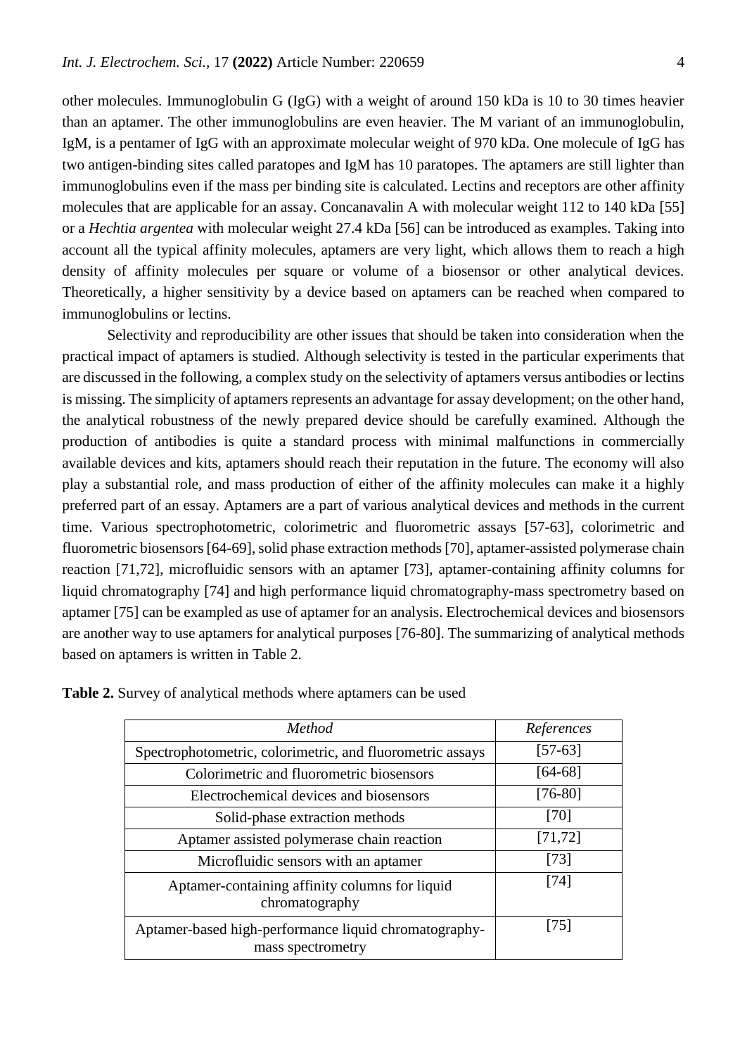other molecules. Immunoglobulin G (IgG) with a weight of around 150 kDa is 10 to 30 times heavier than an aptamer. The other immunoglobulins are even heavier. The M variant of an immunoglobulin, IgM, is a pentamer of IgG with an approximate molecular weight of 970 kDa. One molecule of IgG has two antigen-binding sites called paratopes and IgM has 10 paratopes. The aptamers are still lighter than immunoglobulins even if the mass per binding site is calculated. Lectins and receptors are other affinity molecules that are applicable for an assay. Concanavalin A with molecular weight 112 to 140 kDa [55] or a *Hechtia argentea* with molecular weight 27.4 kDa [56] can be introduced as examples. Taking into account all the typical affinity molecules, aptamers are very light, which allows them to reach a high density of affinity molecules per square or volume of a biosensor or other analytical devices. Theoretically, a higher sensitivity by a device based on aptamers can be reached when compared to immunoglobulins or lectins.

Selectivity and reproducibility are other issues that should be taken into consideration when the practical impact of aptamers is studied. Although selectivity is tested in the particular experiments that are discussed in the following, a complex study on the selectivity of aptamers versus antibodies or lectins is missing. The simplicity of aptamers represents an advantage for assay development; on the other hand, the analytical robustness of the newly prepared device should be carefully examined. Although the production of antibodies is quite a standard process with minimal malfunctions in commercially available devices and kits, aptamers should reach their reputation in the future. The economy will also play a substantial role, and mass production of either of the affinity molecules can make it a highly preferred part of an essay. Aptamers are a part of various analytical devices and methods in the current time. Various spectrophotometric, colorimetric and fluorometric assays [57-63], colorimetric and fluorometric biosensors [64-69], solid phase extraction methods [70], aptamer-assisted polymerase chain reaction [71,72], microfluidic sensors with an aptamer [73], aptamer-containing affinity columns for liquid chromatography [74] and high performance liquid chromatography-mass spectrometry based on aptamer [75] can be exampled as use of aptamer for an analysis. Electrochemical devices and biosensors are another way to use aptamers for analytical purposes [76-80]. The summarizing of analytical methods based on aptamers is written in Table 2.

**Table 2.** Survey of analytical methods where aptamers can be used

| *Method* | *References* |
|---|---|
| Spectrophotometric, colorimetric, and fluorometric assays | [57-63] |
| Colorimetric and fluorometric biosensors | [64-68] |
| Electrochemical devices and biosensors | [76-80] |
| Solid-phase extraction methods | [70] |
| Aptamer assisted polymerase chain reaction | [71,72] |
| Microfluidic sensors with an aptamer | [73] |
| Aptamer-containing affinity columns for liquid chromatography | [74] |
| Aptamer-based high-performance liquid chromatography-mass spectrometry | [75] |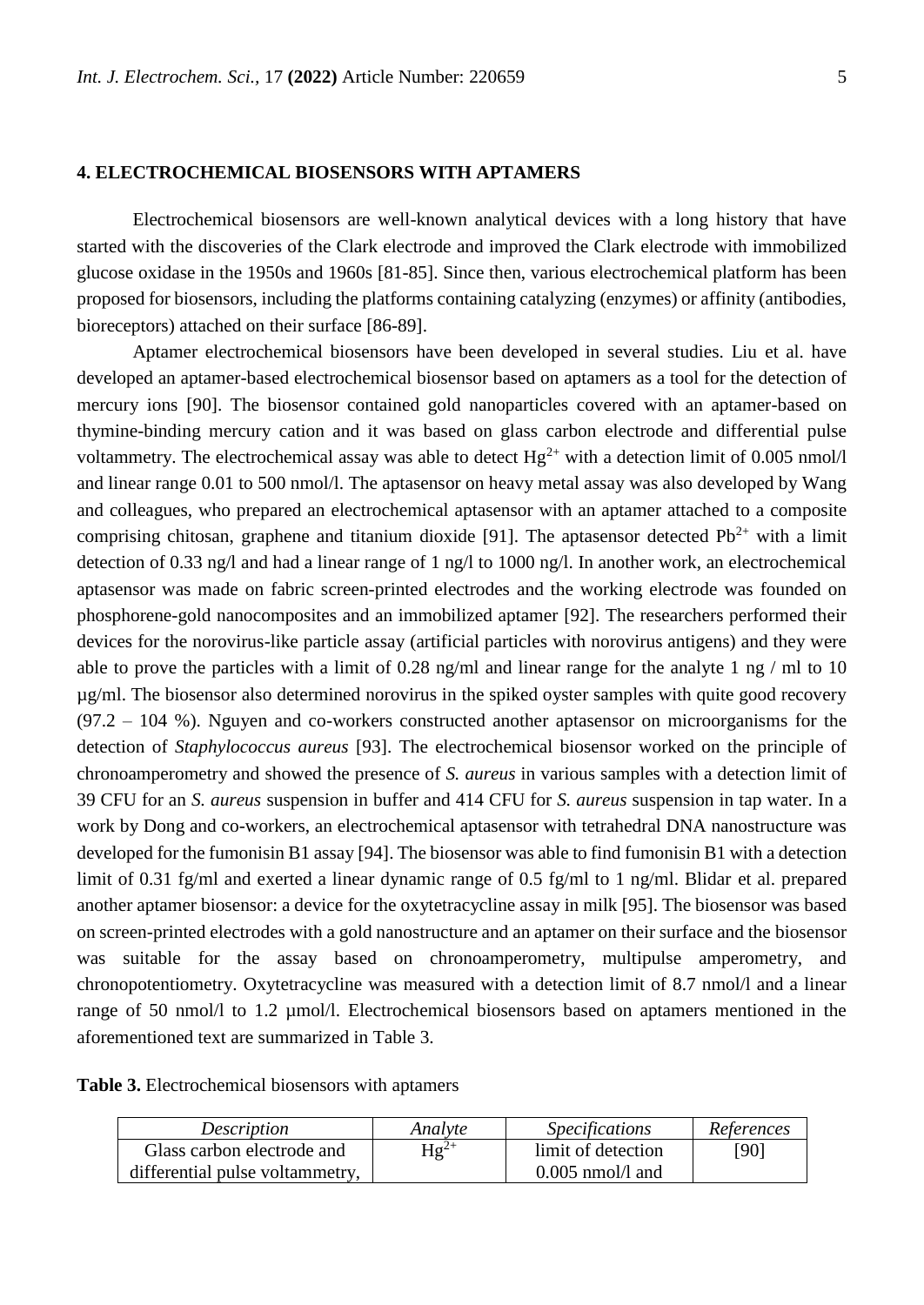## 4. ELECTROCHEMICAL BIOSENSORS WITH APTAMERS

Electrochemical biosensors are well-known analytical devices with a long history that have started with the discoveries of the Clark electrode and improved the Clark electrode with immobilized glucose oxidase in the 1950s and 1960s [81-85]. Since then, various electrochemical platform has been proposed for biosensors, including the platforms containing catalyzing (enzymes) or affinity (antibodies, bioreceptors) attached on their surface [86-89].

Aptamer electrochemical biosensors have been developed in several studies. Liu et al. have developed an aptamer-based electrochemical biosensor based on aptamers as a tool for the detection of mercury ions [90]. The biosensor contained gold nanoparticles covered with an aptamer-based on thymine-binding mercury cation and it was based on glass carbon electrode and differential pulse voltammetry. The electrochemical assay was able to detect $Hg^{2+}$ with a detection limit of 0.005 nmol/l and linear range 0.01 to 500 nmol/l. The aptasensor on heavy metal assay was also developed by Wang and colleagues, who prepared an electrochemical aptasensor with an aptamer attached to a composite comprising chitosan, graphene and titanium dioxide [91]. The aptasensor detected $Pb^{2+}$ with a limit detection of 0.33 ng/l and had a linear range of 1 ng/l to 1000 ng/l. In another work, an electrochemical aptasensor was made on fabric screen-printed electrodes and the working electrode was founded on phosphorene-gold nanocomposites and an immobilized aptamer [92]. The researchers performed their devices for the norovirus-like particle assay (artificial particles with norovirus antigens) and they were able to prove the particles with a limit of 0.28 ng/ml and linear range for the analyte 1 ng / ml to 10 µg/ml. The biosensor also determined norovirus in the spiked oyster samples with quite good recovery (97.2 – 104 %). Nguyen and co-workers constructed another aptasensor on microorganisms for the detection of *Staphylococcus aureus* [93]. The electrochemical biosensor worked on the principle of chronoamperometry and showed the presence of *S. aureus* in various samples with a detection limit of 39 CFU for an *S. aureus* suspension in buffer and 414 CFU for *S. aureus* suspension in tap water. In a work by Dong and co-workers, an electrochemical aptasensor with tetrahedral DNA nanostructure was developed for the fumonisin B1 assay [94]. The biosensor was able to find fumonisin B1 with a detection limit of 0.31 fg/ml and exerted a linear dynamic range of 0.5 fg/ml to 1 ng/ml. Blidar et al. prepared another aptamer biosensor: a device for the oxytetracycline assay in milk [95]. The biosensor was based on screen-printed electrodes with a gold nanostructure and an aptamer on their surface and the biosensor was suitable for the assay based on chronoamperometry, multipulse amperometry, and chronopotentiometry. Oxytetracycline was measured with a detection limit of 8.7 nmol/l and a linear range of 50 nmol/l to 1.2 µmol/l. Electrochemical biosensors based on aptamers mentioned in the aforementioned text are summarized in Table 3.

**Table 3.** Electrochemical biosensors with aptamers

| *Description* | *Analyte* | *Specifications* | *References* |
|---|---|---|---|
| Glass carbon electrode and differential pulse voltammetry, | $Hg^{2+}$ | limit of detection 0.005 nmol/l and | [90] |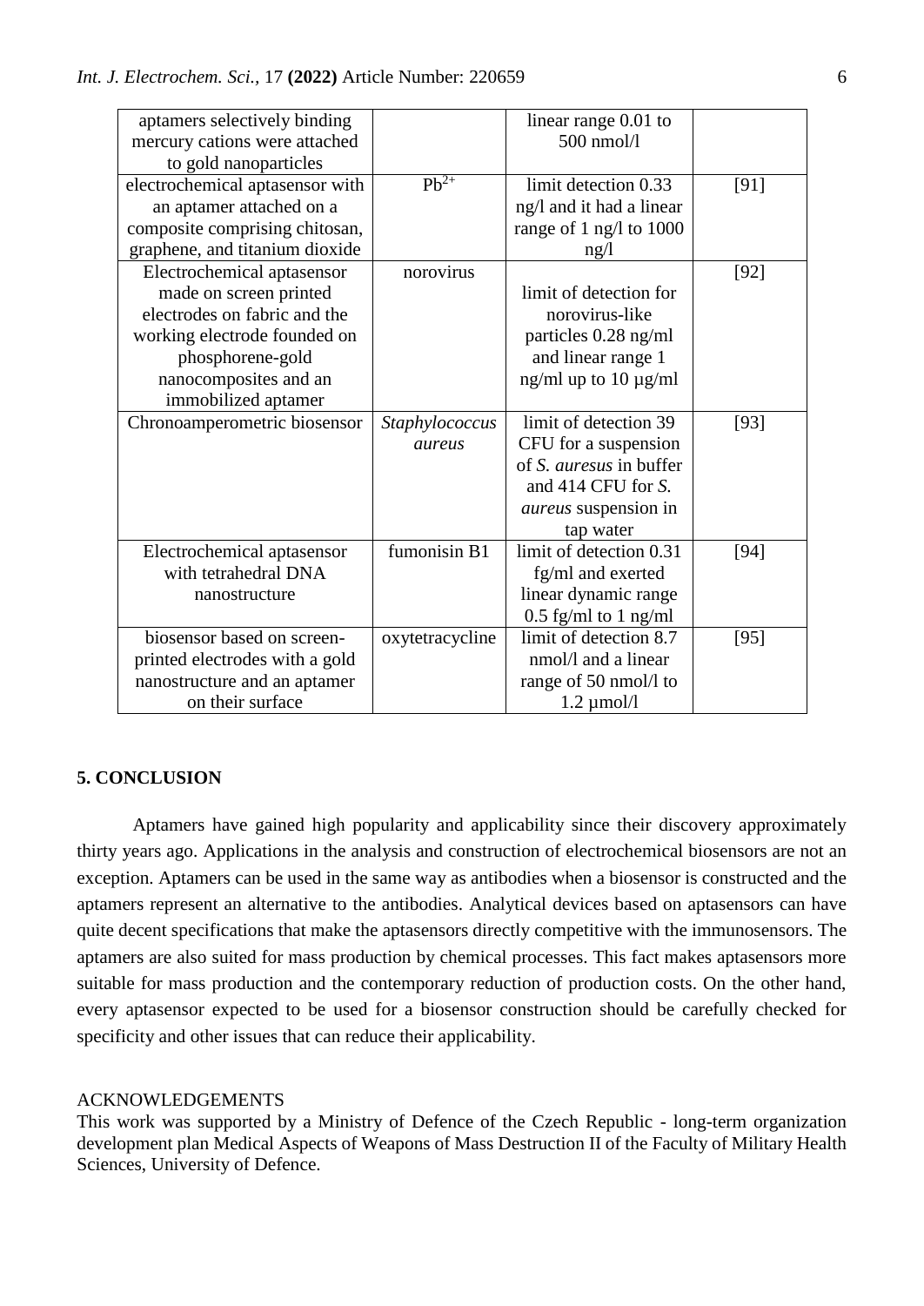| | | | |
|---|---|---|---|
| aptamers selectively binding mercury cations were attached to gold nanoparticles | | linear range 0.01 to 500 nmol/l | |
| electrochemical aptasensor with an aptamer attached on a composite comprising chitosan, graphene, and titanium dioxide | $Pb^{2+}$ | limit detection 0.33 ng/l and it had a linear range of 1 ng/l to 1000 ng/l | [91] |
| Electrochemical aptasensor made on screen printed electrodes on fabric and the working electrode founded on phosphorene-gold nanocomposites and an immobilized aptamer | norovirus | limit of detection for norovirus-like particles 0.28 ng/ml and linear range 1 ng/ml up to 10 µg/ml | [92] |
| Chronoamperometric biosensor | *Staphylococcus aureus* | limit of detection 39 CFU for a suspension of *S. auresus* in buffer and 414 CFU for *S. aureus* suspension in tap water | [93] |
| Electrochemical aptasensor with tetrahedral DNA nanostructure | fumonisin B1 | limit of detection 0.31 fg/ml and exerted linear dynamic range 0.5 fg/ml to 1 ng/ml | [94] |
| biosensor based on screen-printed electrodes with a gold nanostructure and an aptamer on their surface | oxytetracycline | limit of detection 8.7 nmol/l and a linear range of 50 nmol/l to 1.2 µmol/l | [95] |

## 5. CONCLUSION

Aptamers have gained high popularity and applicability since their discovery approximately thirty years ago. Applications in the analysis and construction of electrochemical biosensors are not an exception. Aptamers can be used in the same way as antibodies when a biosensor is constructed and the aptamers represent an alternative to the antibodies. Analytical devices based on aptasensors can have quite decent specifications that make the aptasensors directly competitive with the immunosensors. The aptamers are also suited for mass production by chemical processes. This fact makes aptasensors more suitable for mass production and the contemporary reduction of production costs. On the other hand, every aptasensor expected to be used for a biosensor construction should be carefully checked for specificity and other issues that can reduce their applicability.

ACKNOWLEDGEMENTS

This work was supported by a Ministry of Defence of the Czech Republic - long-term organization development plan Medical Aspects of Weapons of Mass Destruction II of the Faculty of Military Health Sciences, University of Defence.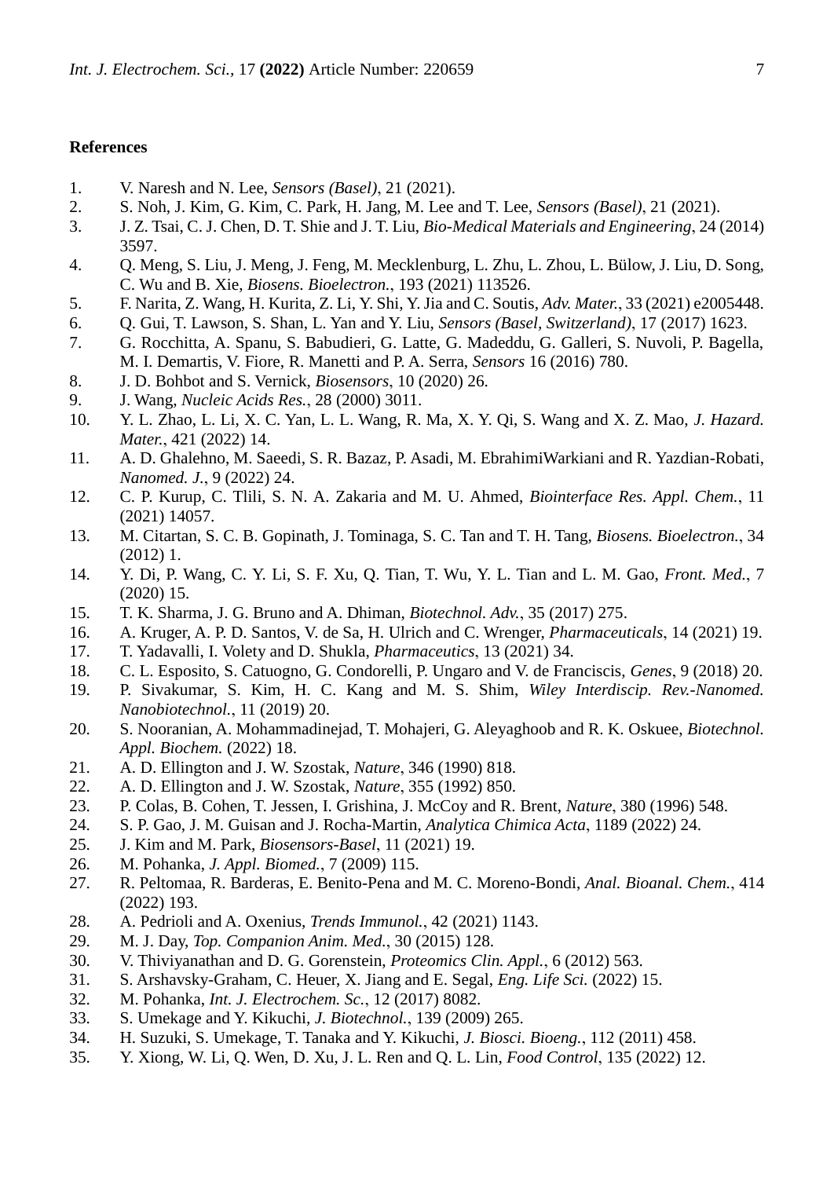## References

1. V. Naresh and N. Lee, *Sensors (Basel)*, 21 (2021).
2. S. Noh, J. Kim, G. Kim, C. Park, H. Jang, M. Lee and T. Lee, *Sensors (Basel)*, 21 (2021).
3. J. Z. Tsai, C. J. Chen, D. T. Shie and J. T. Liu, *Bio-Medical Materials and Engineering*, 24 (2014) 3597.
4. Q. Meng, S. Liu, J. Meng, J. Feng, M. Mecklenburg, L. Zhu, L. Zhou, L. Bülow, J. Liu, D. Song, C. Wu and B. Xie, *Biosens. Bioelectron.*, 193 (2021) 113526.
5. F. Narita, Z. Wang, H. Kurita, Z. Li, Y. Shi, Y. Jia and C. Soutis, *Adv. Mater.*, 33 (2021) e2005448.
6. Q. Gui, T. Lawson, S. Shan, L. Yan and Y. Liu, *Sensors (Basel, Switzerland)*, 17 (2017) 1623.
7. G. Rocchitta, A. Spanu, S. Babudieri, G. Latte, G. Madeddu, G. Galleri, S. Nuvoli, P. Bagella, M. I. Demartis, V. Fiore, R. Manetti and P. A. Serra, *Sensors* 16 (2016) 780.
8. J. D. Bohbot and S. Vernick, *Biosensors*, 10 (2020) 26.
9. J. Wang, *Nucleic Acids Res.*, 28 (2000) 3011.
10. Y. L. Zhao, L. Li, X. C. Yan, L. L. Wang, R. Ma, X. Y. Qi, S. Wang and X. Z. Mao, *J. Hazard. Mater.*, 421 (2022) 14.
11. A. D. Ghalehno, M. Saeedi, S. R. Bazaz, P. Asadi, M. EbrahimiWarkiani and R. Yazdian-Robati, *Nanomed. J.*, 9 (2022) 24.
12. C. P. Kurup, C. Tlili, S. N. A. Zakaria and M. U. Ahmed, *Biointerface Res. Appl. Chem.*, 11 (2021) 14057.
13. M. Citartan, S. C. B. Gopinath, J. Tominaga, S. C. Tan and T. H. Tang, *Biosens. Bioelectron.*, 34 (2012) 1.
14. Y. Di, P. Wang, C. Y. Li, S. F. Xu, Q. Tian, T. Wu, Y. L. Tian and L. M. Gao, *Front. Med.*, 7 (2020) 15.
15. T. K. Sharma, J. G. Bruno and A. Dhiman, *Biotechnol. Adv.*, 35 (2017) 275.
16. A. Kruger, A. P. D. Santos, V. de Sa, H. Ulrich and C. Wrenger, *Pharmaceuticals*, 14 (2021) 19.
17. T. Yadavalli, I. Volety and D. Shukla, *Pharmaceutics*, 13 (2021) 34.
18. C. L. Esposito, S. Catuogno, G. Condorelli, P. Ungaro and V. de Franciscis, *Genes*, 9 (2018) 20.
19. P. Sivakumar, S. Kim, H. C. Kang and M. S. Shim, *Wiley Interdiscip. Rev.-Nanomed. Nanobiotechnol.*, 11 (2019) 20.
20. S. Nooranian, A. Mohammadinejad, T. Mohajeri, G. Aleyaghoob and R. K. Oskuee, *Biotechnol. Appl. Biochem.* (2022) 18.
21. A. D. Ellington and J. W. Szostak, *Nature*, 346 (1990) 818.
22. A. D. Ellington and J. W. Szostak, *Nature*, 355 (1992) 850.
23. P. Colas, B. Cohen, T. Jessen, I. Grishina, J. McCoy and R. Brent, *Nature*, 380 (1996) 548.
24. S. P. Gao, J. M. Guisan and J. Rocha-Martin, *Analytica Chimica Acta*, 1189 (2022) 24.
25. J. Kim and M. Park, *Biosensors-Basel*, 11 (2021) 19.
26. M. Pohanka, *J. Appl. Biomed.*, 7 (2009) 115.
27. R. Peltomaa, R. Barderas, E. Benito-Pena and M. C. Moreno-Bondi, *Anal. Bioanal. Chem.*, 414 (2022) 193.
28. A. Pedrioli and A. Oxenius, *Trends Immunol.*, 42 (2021) 1143.
29. M. J. Day, *Top. Companion Anim. Med.*, 30 (2015) 128.
30. V. Thiviyanathan and D. G. Gorenstein, *Proteomics Clin. Appl.*, 6 (2012) 563.
31. S. Arshavsky-Graham, C. Heuer, X. Jiang and E. Segal, *Eng. Life Sci.* (2022) 15.
32. M. Pohanka, *Int. J. Electrochem. Sc.*, 12 (2017) 8082.
33. S. Umekage and Y. Kikuchi, *J. Biotechnol.*, 139 (2009) 265.
34. H. Suzuki, S. Umekage, T. Tanaka and Y. Kikuchi, *J. Biosci. Bioeng.*, 112 (2011) 458.
35. Y. Xiong, W. Li, Q. Wen, D. Xu, J. L. Ren and Q. L. Lin, *Food Control*, 135 (2022) 12.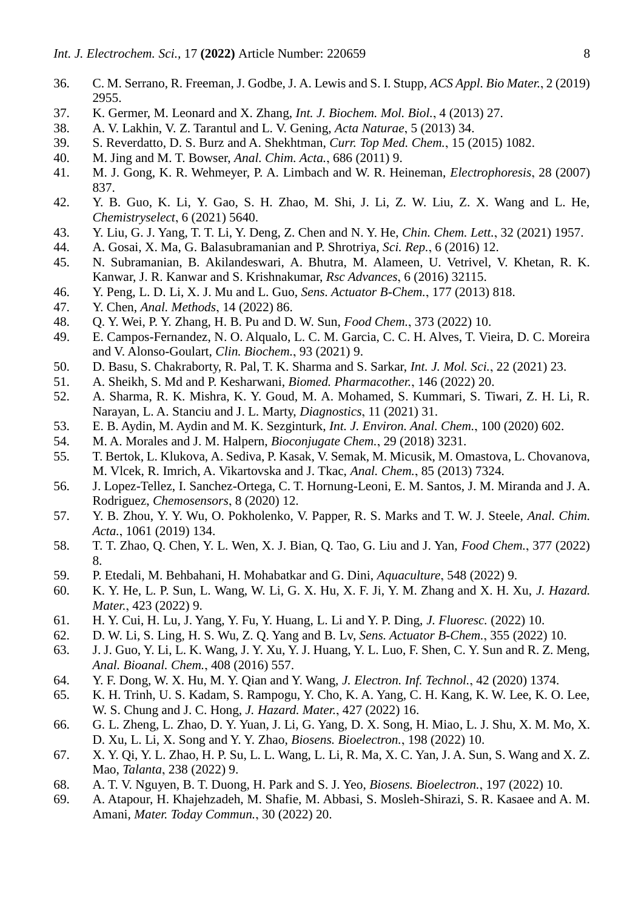36. C. M. Serrano, R. Freeman, J. Godbe, J. A. Lewis and S. I. Stupp, *ACS Appl. Bio Mater.*, 2 (2019) 2955.
37. K. Germer, M. Leonard and X. Zhang, *Int. J. Biochem. Mol. Biol.*, 4 (2013) 27.
38. A. V. Lakhin, V. Z. Tarantul and L. V. Gening, *Acta Naturae*, 5 (2013) 34.
39. S. Reverdatto, D. S. Burz and A. Shekhtman, *Curr. Top Med. Chem.*, 15 (2015) 1082.
40. M. Jing and M. T. Bowser, *Anal. Chim. Acta.*, 686 (2011) 9.
41. M. J. Gong, K. R. Wehmeyer, P. A. Limbach and W. R. Heineman, *Electrophoresis*, 28 (2007) 837.
42. Y. B. Guo, K. Li, Y. Gao, S. H. Zhao, M. Shi, J. Li, Z. W. Liu, Z. X. Wang and L. He, *Chemistryselect*, 6 (2021) 5640.
43. Y. Liu, G. J. Yang, T. T. Li, Y. Deng, Z. Chen and N. Y. He, *Chin. Chem. Lett.*, 32 (2021) 1957.
44. A. Gosai, X. Ma, G. Balasubramanian and P. Shrotriya, *Sci. Rep.*, 6 (2016) 12.
45. N. Subramanian, B. Akilandeswari, A. Bhutra, M. Alameen, U. Vetrivel, V. Khetan, R. K. Kanwar, J. R. Kanwar and S. Krishnakumar, *Rsc Advances*, 6 (2016) 32115.
46. Y. Peng, L. D. Li, X. J. Mu and L. Guo, *Sens. Actuator B-Chem.*, 177 (2013) 818.
47. Y. Chen, *Anal. Methods*, 14 (2022) 86.
48. Q. Y. Wei, P. Y. Zhang, H. B. Pu and D. W. Sun, *Food Chem.*, 373 (2022) 10.
49. E. Campos-Fernandez, N. O. Alqualo, L. C. M. Garcia, C. C. H. Alves, T. Vieira, D. C. Moreira and V. Alonso-Goulart, *Clin. Biochem.*, 93 (2021) 9.
50. D. Basu, S. Chakraborty, R. Pal, T. K. Sharma and S. Sarkar, *Int. J. Mol. Sci.*, 22 (2021) 23.
51. A. Sheikh, S. Md and P. Kesharwani, *Biomed. Pharmacother.*, 146 (2022) 20.
52. A. Sharma, R. K. Mishra, K. Y. Goud, M. A. Mohamed, S. Kummari, S. Tiwari, Z. H. Li, R. Narayan, L. A. Stanciu and J. L. Marty, *Diagnostics*, 11 (2021) 31.
53. E. B. Aydin, M. Aydin and M. K. Sezginturk, *Int. J. Environ. Anal. Chem.*, 100 (2020) 602.
54. M. A. Morales and J. M. Halpern, *Bioconjugate Chem.*, 29 (2018) 3231.
55. T. Bertok, L. Klukova, A. Sediva, P. Kasak, V. Semak, M. Micusik, M. Omastova, L. Chovanova, M. Vlcek, R. Imrich, A. Vikartovska and J. Tkac, *Anal. Chem.*, 85 (2013) 7324.
56. J. Lopez-Tellez, I. Sanchez-Ortega, C. T. Hornung-Leoni, E. M. Santos, J. M. Miranda and J. A. Rodriguez, *Chemosensors*, 8 (2020) 12.
57. Y. B. Zhou, Y. Y. Wu, O. Pokholenko, V. Papper, R. S. Marks and T. W. J. Steele, *Anal. Chim. Acta.*, 1061 (2019) 134.
58. T. T. Zhao, Q. Chen, Y. L. Wen, X. J. Bian, Q. Tao, G. Liu and J. Yan, *Food Chem.*, 377 (2022) 8.
59. P. Etedali, M. Behbahani, H. Mohabatkar and G. Dini, *Aquaculture*, 548 (2022) 9.
60. K. Y. He, L. P. Sun, L. Wang, W. Li, G. X. Hu, X. F. Ji, Y. M. Zhang and X. H. Xu, *J. Hazard. Mater.*, 423 (2022) 9.
61. H. Y. Cui, H. Lu, J. Yang, Y. Fu, Y. Huang, L. Li and Y. P. Ding, *J. Fluoresc.* (2022) 10.
62. D. W. Li, S. Ling, H. S. Wu, Z. Q. Yang and B. Lv, *Sens. Actuator B-Chem.*, 355 (2022) 10.
63. J. J. Guo, Y. Li, L. K. Wang, J. Y. Xu, Y. J. Huang, Y. L. Luo, F. Shen, C. Y. Sun and R. Z. Meng, *Anal. Bioanal. Chem.*, 408 (2016) 557.
64. Y. F. Dong, W. X. Hu, M. Y. Qian and Y. Wang, *J. Electron. Inf. Technol.*, 42 (2020) 1374.
65. K. H. Trinh, U. S. Kadam, S. Rampogu, Y. Cho, K. A. Yang, C. H. Kang, K. W. Lee, K. O. Lee, W. S. Chung and J. C. Hong, *J. Hazard. Mater.*, 427 (2022) 16.
66. G. L. Zheng, L. Zhao, D. Y. Yuan, J. Li, G. Yang, D. X. Song, H. Miao, L. J. Shu, X. M. Mo, X. D. Xu, L. Li, X. Song and Y. Y. Zhao, *Biosens. Bioelectron.*, 198 (2022) 10.
67. X. Y. Qi, Y. L. Zhao, H. P. Su, L. L. Wang, L. Li, R. Ma, X. C. Yan, J. A. Sun, S. Wang and X. Z. Mao, *Talanta*, 238 (2022) 9.
68. A. T. V. Nguyen, B. T. Duong, H. Park and S. J. Yeo, *Biosens. Bioelectron.*, 197 (2022) 10.
69. A. Atapour, H. Khajehzadeh, M. Shafie, M. Abbasi, S. Mosleh-Shirazi, S. R. Kasaee and A. M. Amani, *Mater. Today Commun.*, 30 (2022) 20.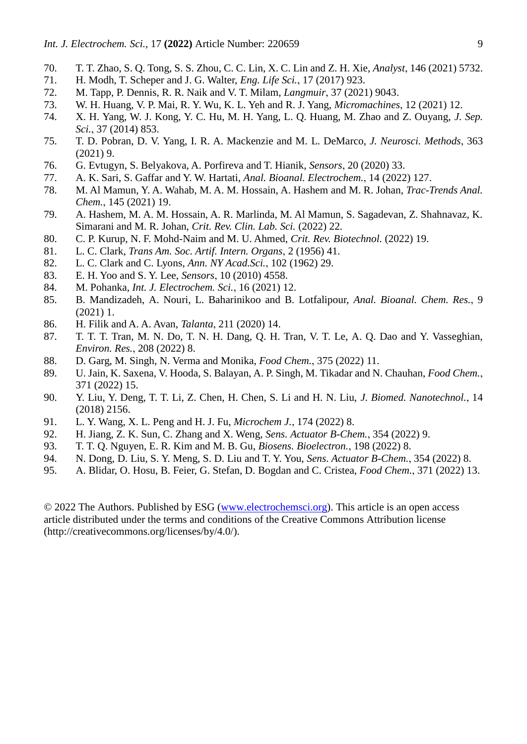70. T. T. Zhao, S. Q. Tong, S. S. Zhou, C. C. Lin, X. C. Lin and Z. H. Xie, *Analyst*, 146 (2021) 5732.
71. H. Modh, T. Scheper and J. G. Walter, *Eng. Life Sci.*, 17 (2017) 923.
72. M. Tapp, P. Dennis, R. R. Naik and V. T. Milam, *Langmuir*, 37 (2021) 9043.
73. W. H. Huang, V. P. Mai, R. Y. Wu, K. L. Yeh and R. J. Yang, *Micromachines*, 12 (2021) 12.
74. X. H. Yang, W. J. Kong, Y. C. Hu, M. H. Yang, L. Q. Huang, M. Zhao and Z. Ouyang, *J. Sep. Sci.*, 37 (2014) 853.
75. T. D. Pobran, D. V. Yang, I. R. A. Mackenzie and M. L. DeMarco, *J. Neurosci. Methods*, 363 (2021) 9.
76. G. Evtugyn, S. Belyakova, A. Porfireva and T. Hianik, *Sensors*, 20 (2020) 33.
77. A. K. Sari, S. Gaffar and Y. W. Hartati, *Anal. Bioanal. Electrochem.*, 14 (2022) 127.
78. M. Al Mamun, Y. A. Wahab, M. A. M. Hossain, A. Hashem and M. R. Johan, *Trac-Trends Anal. Chem.*, 145 (2021) 19.
79. A. Hashem, M. A. M. Hossain, A. R. Marlinda, M. Al Mamun, S. Sagadevan, Z. Shahnavaz, K. Simarani and M. R. Johan, *Crit. Rev. Clin. Lab. Sci.* (2022) 22.
80. C. P. Kurup, N. F. Mohd-Naim and M. U. Ahmed, *Crit. Rev. Biotechnol.* (2022) 19.
81. L. C. Clark, *Trans Am. Soc. Artif. Intern. Organs*, 2 (1956) 41.
82. L. C. Clark and C. Lyons, *Ann. NY Acad.Sci.*, 102 (1962) 29.
83. E. H. Yoo and S. Y. Lee, *Sensors*, 10 (2010) 4558.
84. M. Pohanka, *Int. J. Electrochem. Sci.*, 16 (2021) 12.
85. B. Mandizadeh, A. Nouri, L. Baharinikoo and B. Lotfalipour, *Anal. Bioanal. Chem. Res.*, 9 (2021) 1.
86. H. Filik and A. A. Avan, *Talanta*, 211 (2020) 14.
87. T. T. T. Tran, M. N. Do, T. N. H. Dang, Q. H. Tran, V. T. Le, A. Q. Dao and Y. Vasseghian, *Environ. Res.*, 208 (2022) 8.
88. D. Garg, M. Singh, N. Verma and Monika, *Food Chem.*, 375 (2022) 11.
89. U. Jain, K. Saxena, V. Hooda, S. Balayan, A. P. Singh, M. Tikadar and N. Chauhan, *Food Chem.*, 371 (2022) 15.
90. Y. Liu, Y. Deng, T. T. Li, Z. Chen, H. Chen, S. Li and H. N. Liu, *J. Biomed. Nanotechnol.*, 14 (2018) 2156.
91. L. Y. Wang, X. L. Peng and H. J. Fu, *Microchem J.*, 174 (2022) 8.
92. H. Jiang, Z. K. Sun, C. Zhang and X. Weng, *Sens. Actuator B-Chem.*, 354 (2022) 9.
93. T. T. Q. Nguyen, E. R. Kim and M. B. Gu, *Biosens. Bioelectron.*, 198 (2022) 8.
94. N. Dong, D. Liu, S. Y. Meng, S. D. Liu and T. Y. You, *Sens. Actuator B-Chem.*, 354 (2022) 8.
95. A. Blidar, O. Hosu, B. Feier, G. Stefan, D. Bogdan and C. Cristea, *Food Chem.*, 371 (2022) 13.

© 2022 The Authors. Published by ESG (www.electrochemsci.org). This article is an open access article distributed under the terms and conditions of the Creative Commons Attribution license (http://creativecommons.org/licenses/by/4.0/).